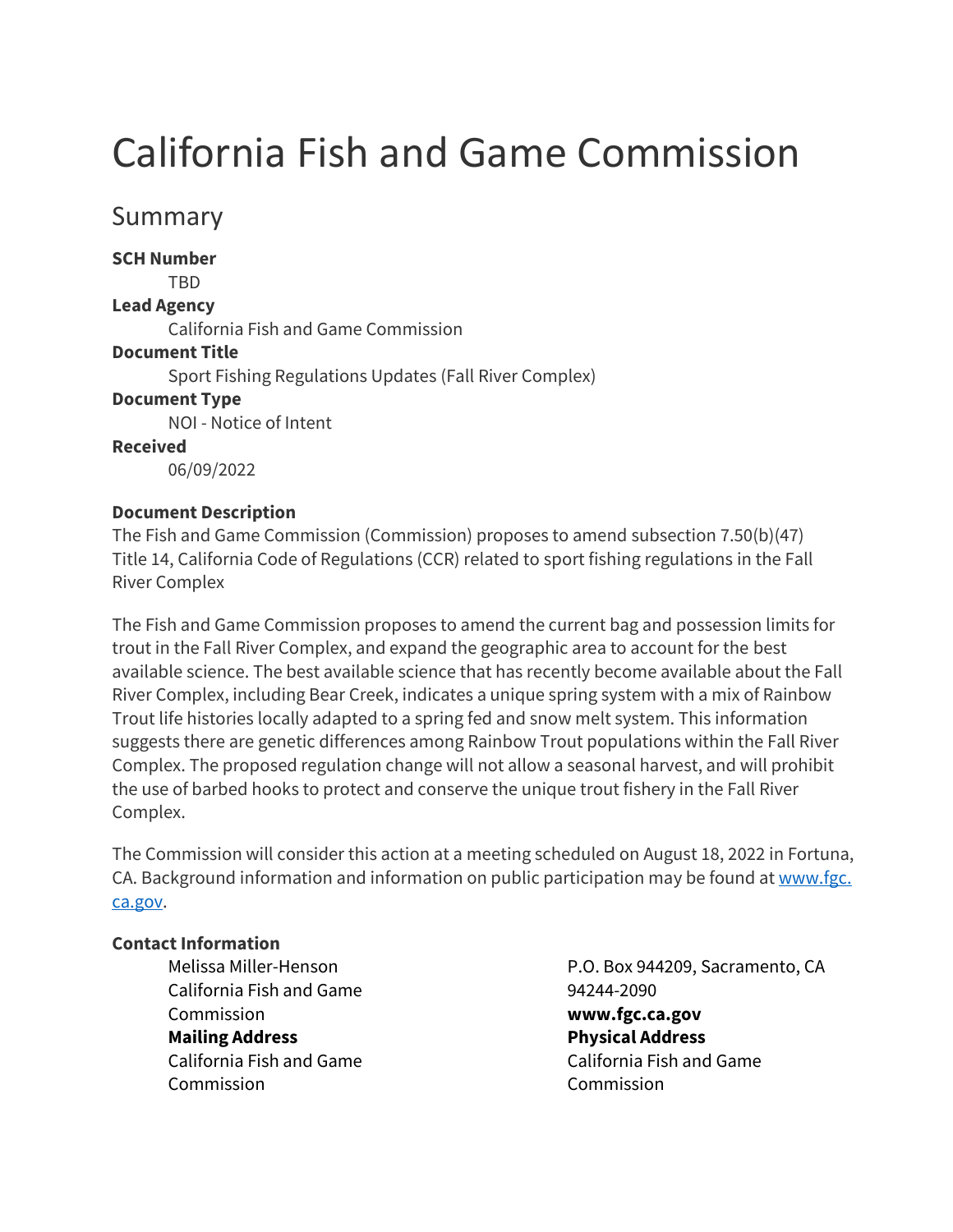# California Fish and Game Commission

## Summary

**SCH Number**
TBD

**Lead Agency**
California Fish and Game Commission

**Document Title**
Sport Fishing Regulations Updates (Fall River Complex)

**Document Type**
NOI - Notice of Intent

**Received**
06/09/2022

**Document Description**

The Fish and Game Commission (Commission) proposes to amend subsection 7.50(b)(47) Title 14, California Code of Regulations (CCR) related to sport fishing regulations in the Fall River Complex

The Fish and Game Commission proposes to amend the current bag and possession limits for trout in the Fall River Complex, and expand the geographic area to account for the best available science. The best available science that has recently become available about the Fall River Complex, including Bear Creek, indicates a unique spring system with a mix of Rainbow Trout life histories locally adapted to a spring fed and snow melt system. This information suggests there are genetic differences among Rainbow Trout populations within the Fall River Complex. The proposed regulation change will not allow a seasonal harvest, and will prohibit the use of barbed hooks to protect and conserve the unique trout fishery in the Fall River Complex.

The Commission will consider this action at a meeting scheduled on August 18, 2022 in Fortuna, CA. Background information and information on public participation may be found at [www.fgc.ca.gov](http://www.fgc.ca.gov).

**Contact Information**

Melissa Miller-Henson
California Fish and Game Commission
P.O. Box 944209, Sacramento, CA 94244-2090
**www.fgc.ca.gov**

**Mailing Address**
California Fish and Game Commission

**Physical Address**
California Fish and Game Commission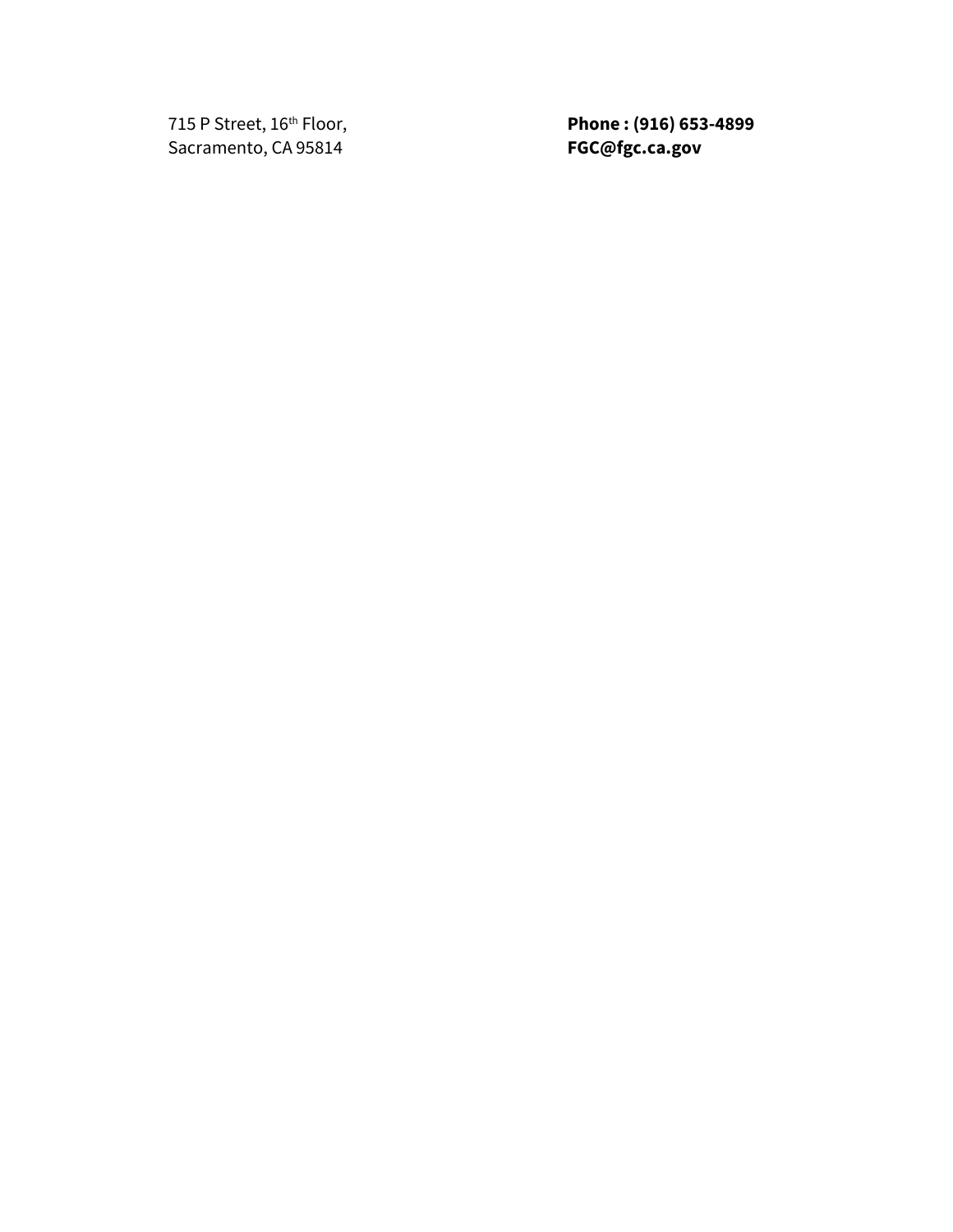715 P Street, 16th Floor,
Sacramento, CA 95814

**Phone : (916) 653-4899**
**FGC@fgc.ca.gov**